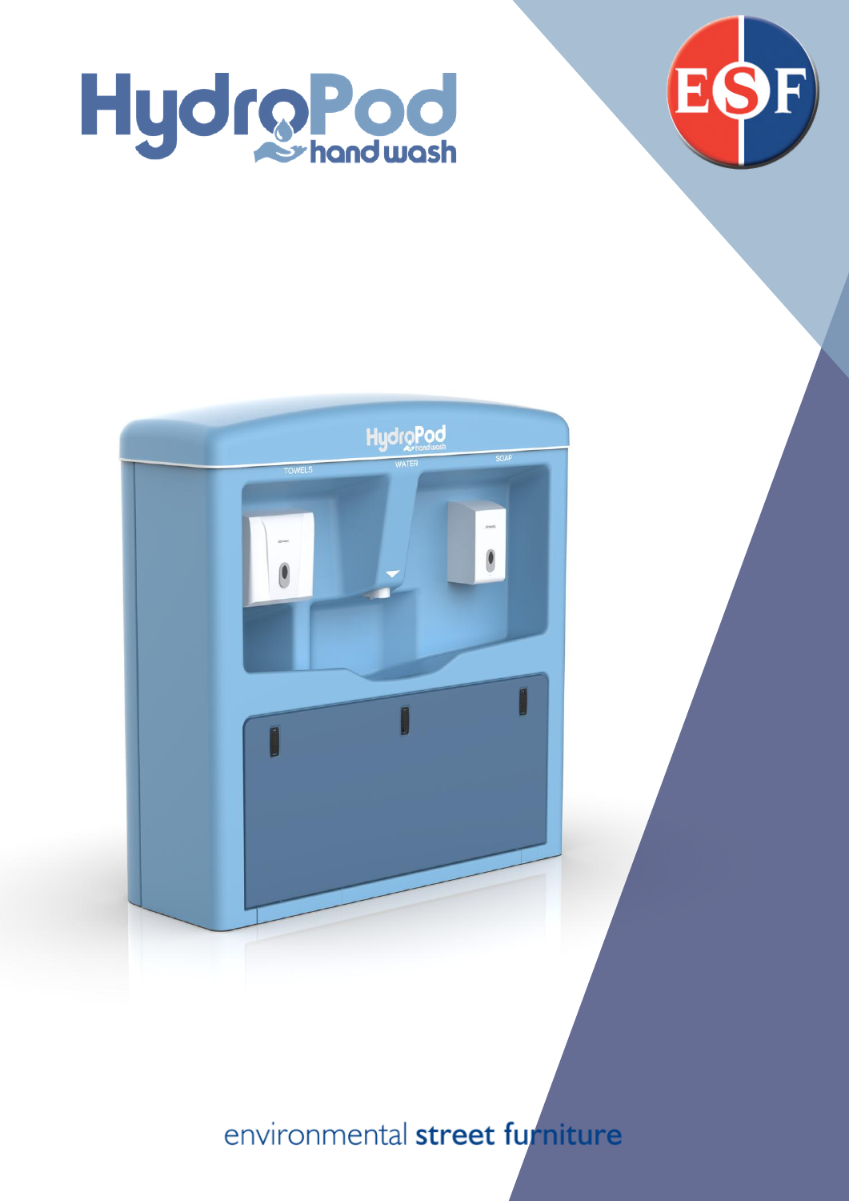# HydroPod hand wash

ESF

environmental **street furniture**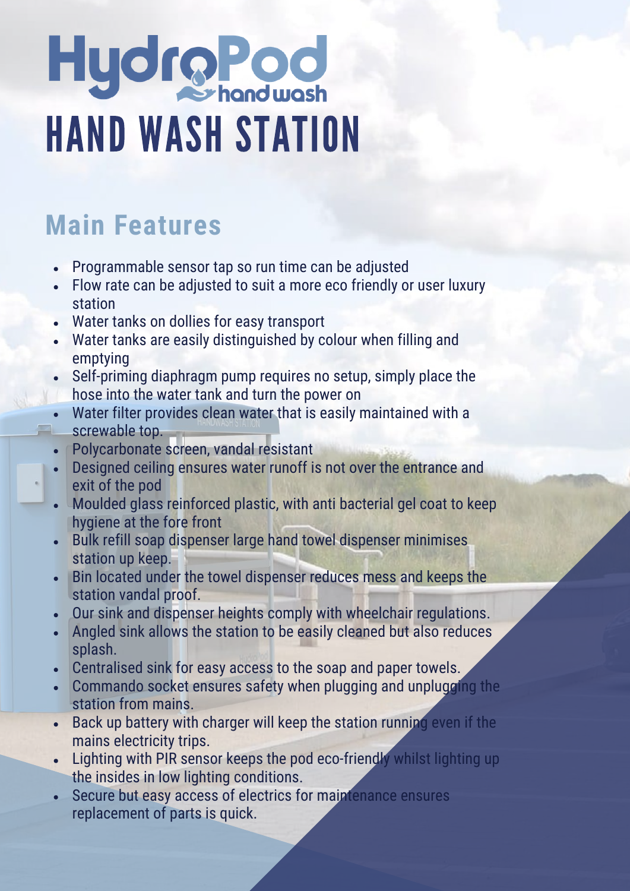# HydroPod hand wash
# HAND WASH STATION

## Main Features

- Programmable sensor tap so run time can be adjusted
- Flow rate can be adjusted to suit a more eco friendly or user luxury station
- Water tanks on dollies for easy transport
- Water tanks are easily distinguished by colour when filling and emptying
- Self-priming diaphragm pump requires no setup, simply place the hose into the water tank and turn the power on
- Water filter provides clean water that is easily maintained with a screwable top.
- Polycarbonate screen, vandal resistant
- Designed ceiling ensures water runoff is not over the entrance and exit of the pod
- Moulded glass reinforced plastic, with anti bacterial gel coat to keep hygiene at the fore front
- Bulk refill soap dispenser large hand towel dispenser minimises station up keep.
- Bin located under the towel dispenser reduces mess and keeps the station vandal proof.
- Our sink and dispenser heights comply with wheelchair regulations.
- Angled sink allows the station to be easily cleaned but also reduces splash.
- Centralised sink for easy access to the soap and paper towels.
- Commando socket ensures safety when plugging and unplugging the station from mains.
- Back up battery with charger will keep the station running even if the mains electricity trips.
- Lighting with PIR sensor keeps the pod eco-friendly whilst lighting up the insides in low lighting conditions.
- Secure but easy access of electrics for maintenance ensures replacement of parts is quick.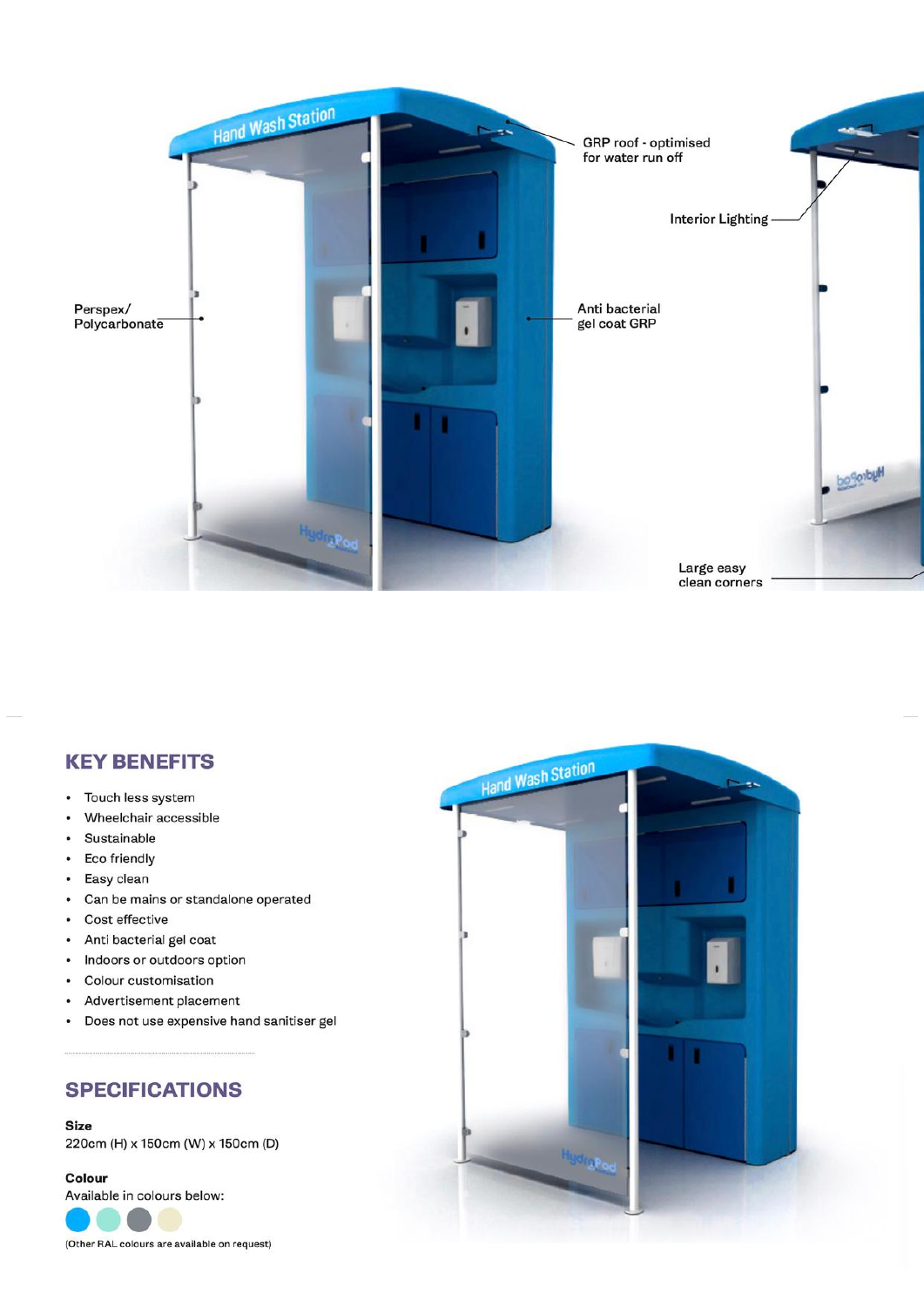GRP roof - optimised for water run off

Interior Lighting

Perspex/ Polycarbonate

Anti bacterial gel coat GRP

Large easy clean corners

## KEY BENEFITS

- Touch less system
- Wheelchair accessible
- Sustainable
- Eco friendly
- Easy clean
- Can be mains or standalone operated
- Cost effective
- Anti bacterial gel coat
- Indoors or outdoors option
- Colour customisation
- Advertisement placement
- Does not use expensive hand sanitiser gel

## SPECIFICATIONS

**Size**
220cm (H) x 150cm (W) x 150cm (D)

**Colour**
Available in colours below:

(Other RAL colours are available on request)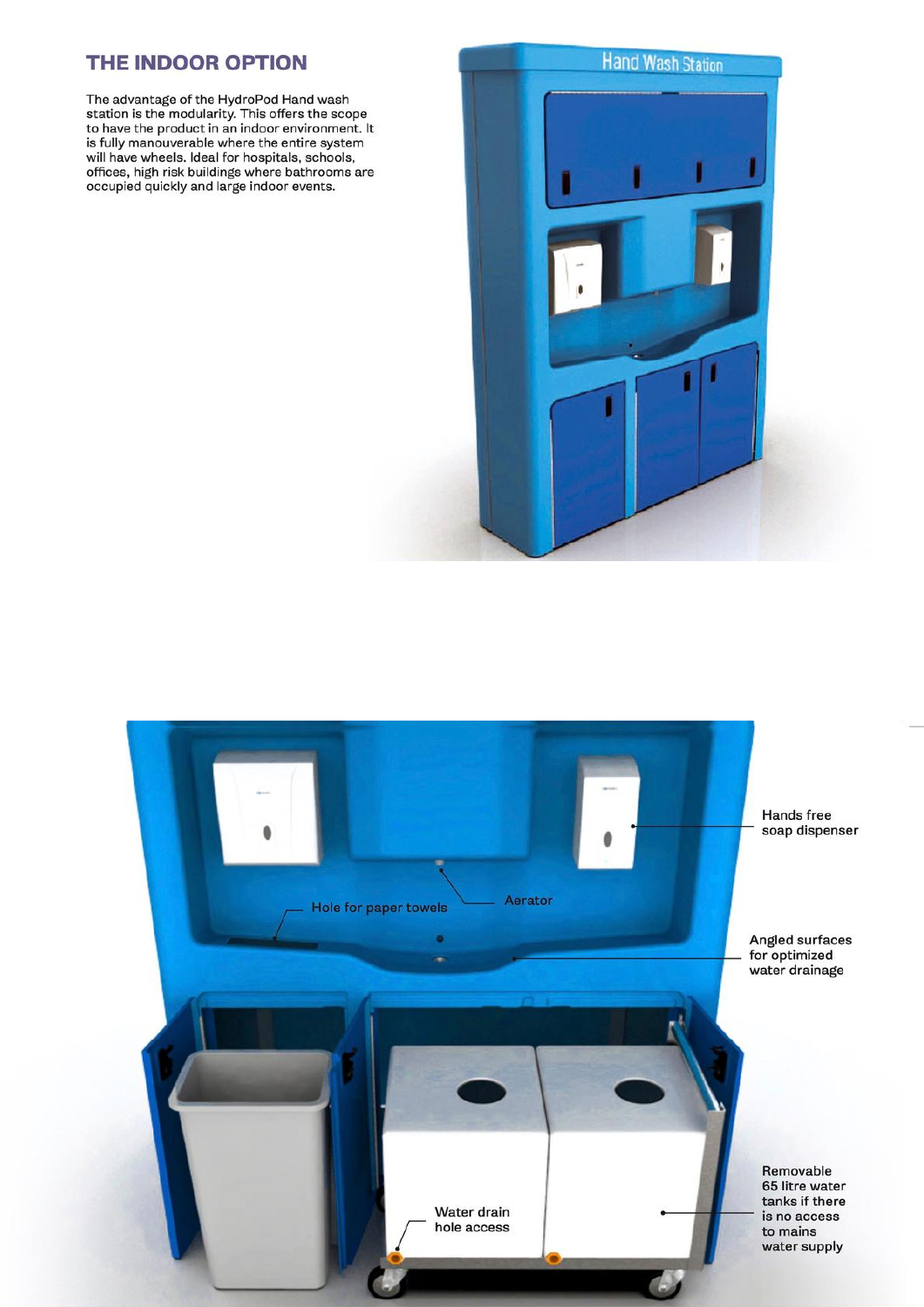## THE INDOOR OPTION

The advantage of the HydroPod Hand wash station is the modularity. This offers the scope to have the product in an indoor environment. It is fully manouverable where the entire system will have wheels. Ideal for hospitals, schools, offices, high risk buildings where bathrooms are occupied quickly and large indoor events.

Hand Wash Station

Hands free soap dispenser

Aerator

Hole for paper towels

Angled surfaces for optimized water drainage

Removable 65 litre water tanks if there is no access to mains water supply

Water drain hole access